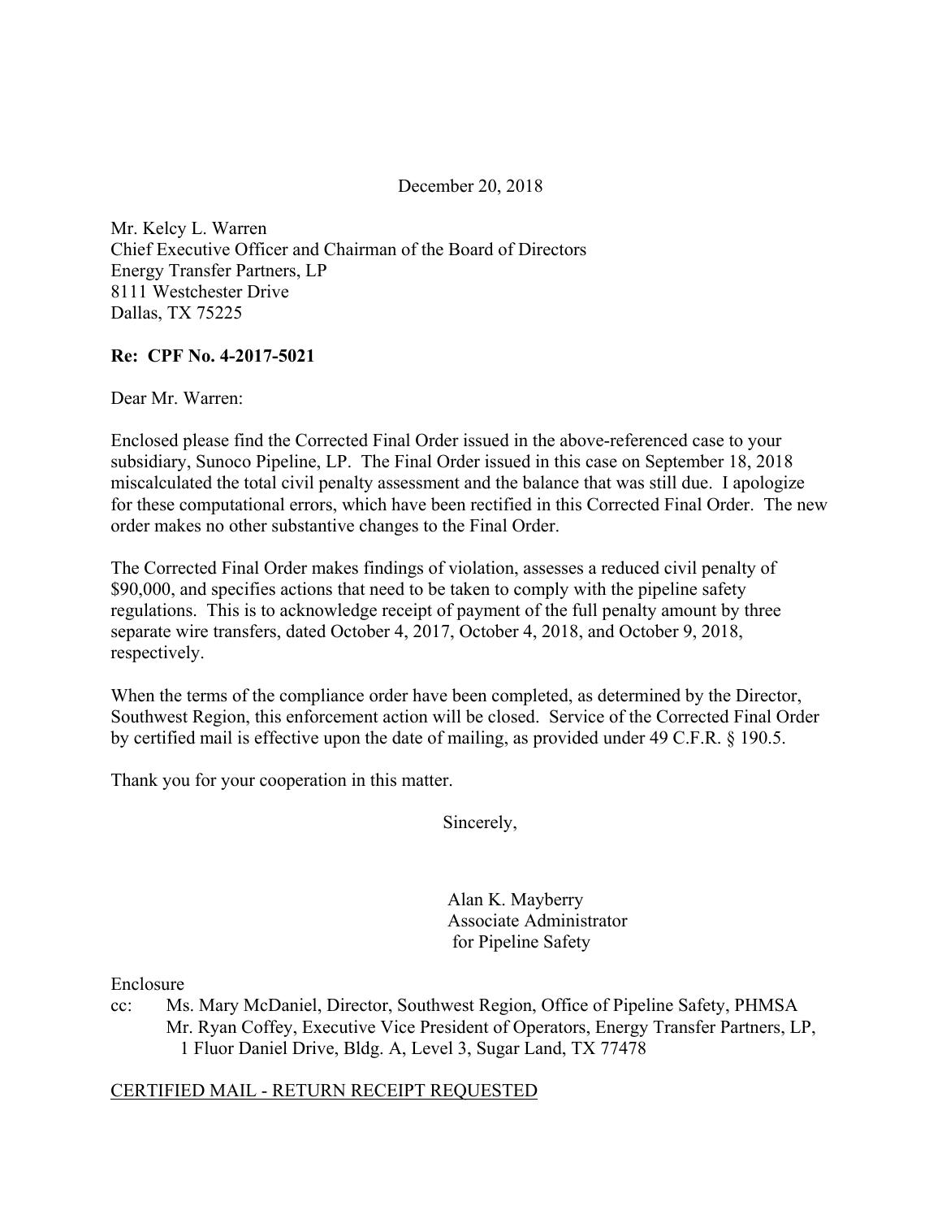December 20, 2018

Mr. Kelcy L. Warren
Chief Executive Officer and Chairman of the Board of Directors
Energy Transfer Partners, LP
8111 Westchester Drive
Dallas, TX 75225

**Re: CPF No. 4-2017-5021**

Dear Mr. Warren:

Enclosed please find the Corrected Final Order issued in the above-referenced case to your subsidiary, Sunoco Pipeline, LP. The Final Order issued in this case on September 18, 2018 miscalculated the total civil penalty assessment and the balance that was still due. I apologize for these computational errors, which have been rectified in this Corrected Final Order. The new order makes no other substantive changes to the Final Order.

The Corrected Final Order makes findings of violation, assesses a reduced civil penalty of $90,000, and specifies actions that need to be taken to comply with the pipeline safety regulations. This is to acknowledge receipt of payment of the full penalty amount by three separate wire transfers, dated October 4, 2017, October 4, 2018, and October 9, 2018, respectively.

When the terms of the compliance order have been completed, as determined by the Director, Southwest Region, this enforcement action will be closed. Service of the Corrected Final Order by certified mail is effective upon the date of mailing, as provided under 49 C.F.R. § 190.5.

Thank you for your cooperation in this matter.

Sincerely,

Alan K. Mayberry
Associate Administrator
for Pipeline Safety

Enclosure

cc: Ms. Mary McDaniel, Director, Southwest Region, Office of Pipeline Safety, PHMSA
Mr. Ryan Coffey, Executive Vice President of Operators, Energy Transfer Partners, LP, 1 Fluor Daniel Drive, Bldg. A, Level 3, Sugar Land, TX 77478

CERTIFIED MAIL - RETURN RECEIPT REQUESTED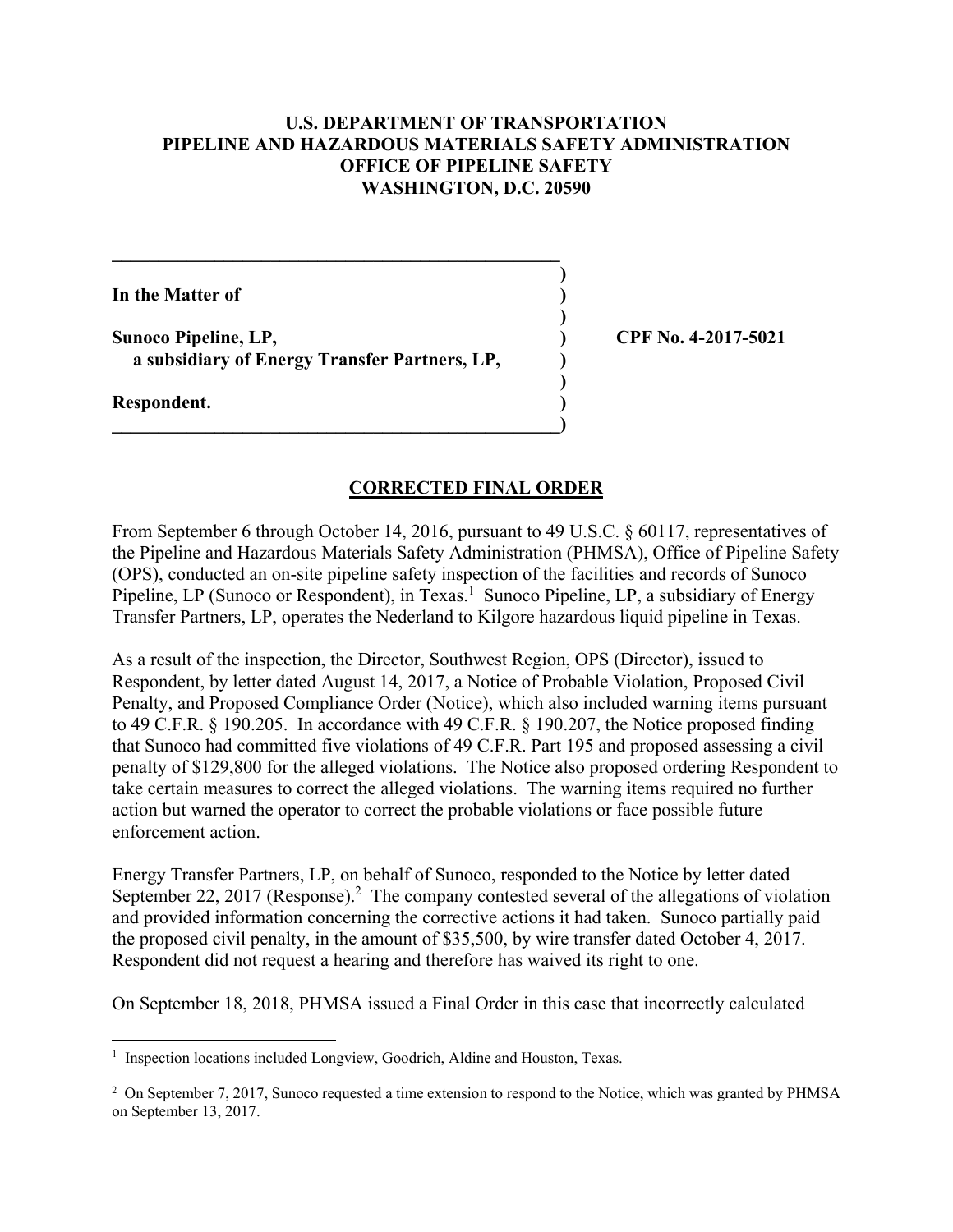**U.S. DEPARTMENT OF TRANSPORTATION**
**PIPELINE AND HAZARDOUS MATERIALS SAFETY ADMINISTRATION**
**OFFICE OF PIPELINE SAFETY**
**WASHINGTON, D.C. 20590**

| | | |
|---|---|---|
| **In the Matter of** | **)** | |
| | **)** | |
| **Sunoco Pipeline, LP,** | **)** | **CPF No. 4-2017-5021** |
| **a subsidiary of Energy Transfer Partners, LP,** | **)** | |
| | **)** | |
| **Respondent.** | **)** | |

## CORRECTED FINAL ORDER

From September 6 through October 14, 2016, pursuant to 49 U.S.C. § 60117, representatives of the Pipeline and Hazardous Materials Safety Administration (PHMSA), Office of Pipeline Safety (OPS), conducted an on-site pipeline safety inspection of the facilities and records of Sunoco Pipeline, LP (Sunoco or Respondent), in Texas.[1] Sunoco Pipeline, LP, a subsidiary of Energy Transfer Partners, LP, operates the Nederland to Kilgore hazardous liquid pipeline in Texas.

As a result of the inspection, the Director, Southwest Region, OPS (Director), issued to Respondent, by letter dated August 14, 2017, a Notice of Probable Violation, Proposed Civil Penalty, and Proposed Compliance Order (Notice), which also included warning items pursuant to 49 C.F.R. § 190.205. In accordance with 49 C.F.R. § 190.207, the Notice proposed finding that Sunoco had committed five violations of 49 C.F.R. Part 195 and proposed assessing a civil penalty of $129,800 for the alleged violations. The Notice also proposed ordering Respondent to take certain measures to correct the alleged violations. The warning items required no further action but warned the operator to correct the probable violations or face possible future enforcement action.

Energy Transfer Partners, LP, on behalf of Sunoco, responded to the Notice by letter dated September 22, 2017 (Response).[2] The company contested several of the allegations of violation and provided information concerning the corrective actions it had taken. Sunoco partially paid the proposed civil penalty, in the amount of $35,500, by wire transfer dated October 4, 2017. Respondent did not request a hearing and therefore has waived its right to one.

On September 18, 2018, PHMSA issued a Final Order in this case that incorrectly calculated

---

[1] Inspection locations included Longview, Goodrich, Aldine and Houston, Texas.

[2] On September 7, 2017, Sunoco requested a time extension to respond to the Notice, which was granted by PHMSA on September 13, 2017.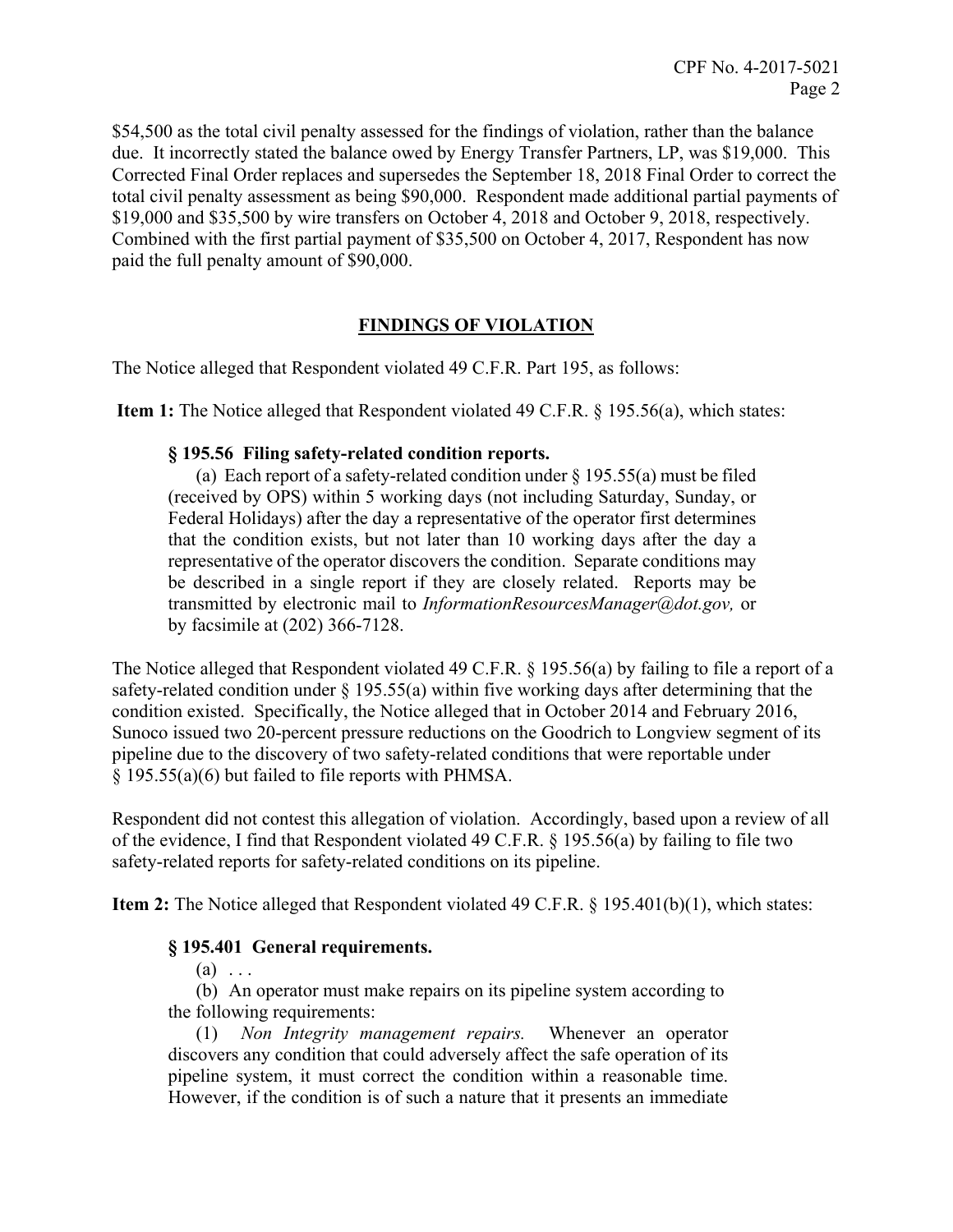$54,500 as the total civil penalty assessed for the findings of violation, rather than the balance due. It incorrectly stated the balance owed by Energy Transfer Partners, LP, was $19,000. This Corrected Final Order replaces and supersedes the September 18, 2018 Final Order to correct the total civil penalty assessment as being $90,000. Respondent made additional partial payments of $19,000 and $35,500 by wire transfers on October 4, 2018 and October 9, 2018, respectively. Combined with the first partial payment of $35,500 on October 4, 2017, Respondent has now paid the full penalty amount of $90,000.

## FINDINGS OF VIOLATION

The Notice alleged that Respondent violated 49 C.F.R. Part 195, as follows:

**Item 1:** The Notice alleged that Respondent violated 49 C.F.R. § 195.56(a), which states:

> **§ 195.56 Filing safety-related condition reports.**
>
> (a) Each report of a safety-related condition under § 195.55(a) must be filed (received by OPS) within 5 working days (not including Saturday, Sunday, or Federal Holidays) after the day a representative of the operator first determines that the condition exists, but not later than 10 working days after the day a representative of the operator discovers the condition. Separate conditions may be described in a single report if they are closely related. Reports may be transmitted by electronic mail to *InformationResourcesManager@dot.gov,* or by facsimile at (202) 366-7128.

The Notice alleged that Respondent violated 49 C.F.R. § 195.56(a) by failing to file a report of a safety-related condition under § 195.55(a) within five working days after determining that the condition existed. Specifically, the Notice alleged that in October 2014 and February 2016, Sunoco issued two 20-percent pressure reductions on the Goodrich to Longview segment of its pipeline due to the discovery of two safety-related conditions that were reportable under § 195.55(a)(6) but failed to file reports with PHMSA.

Respondent did not contest this allegation of violation. Accordingly, based upon a review of all of the evidence, I find that Respondent violated 49 C.F.R. § 195.56(a) by failing to file two safety-related reports for safety-related conditions on its pipeline.

**Item 2:** The Notice alleged that Respondent violated 49 C.F.R. § 195.401(b)(1), which states:

> **§ 195.401 General requirements.**
>
> (a) . . .
>
> (b) An operator must make repairs on its pipeline system according to the following requirements:
>
> (1) *Non Integrity management repairs.* Whenever an operator discovers any condition that could adversely affect the safe operation of its pipeline system, it must correct the condition within a reasonable time. However, if the condition is of such a nature that it presents an immediate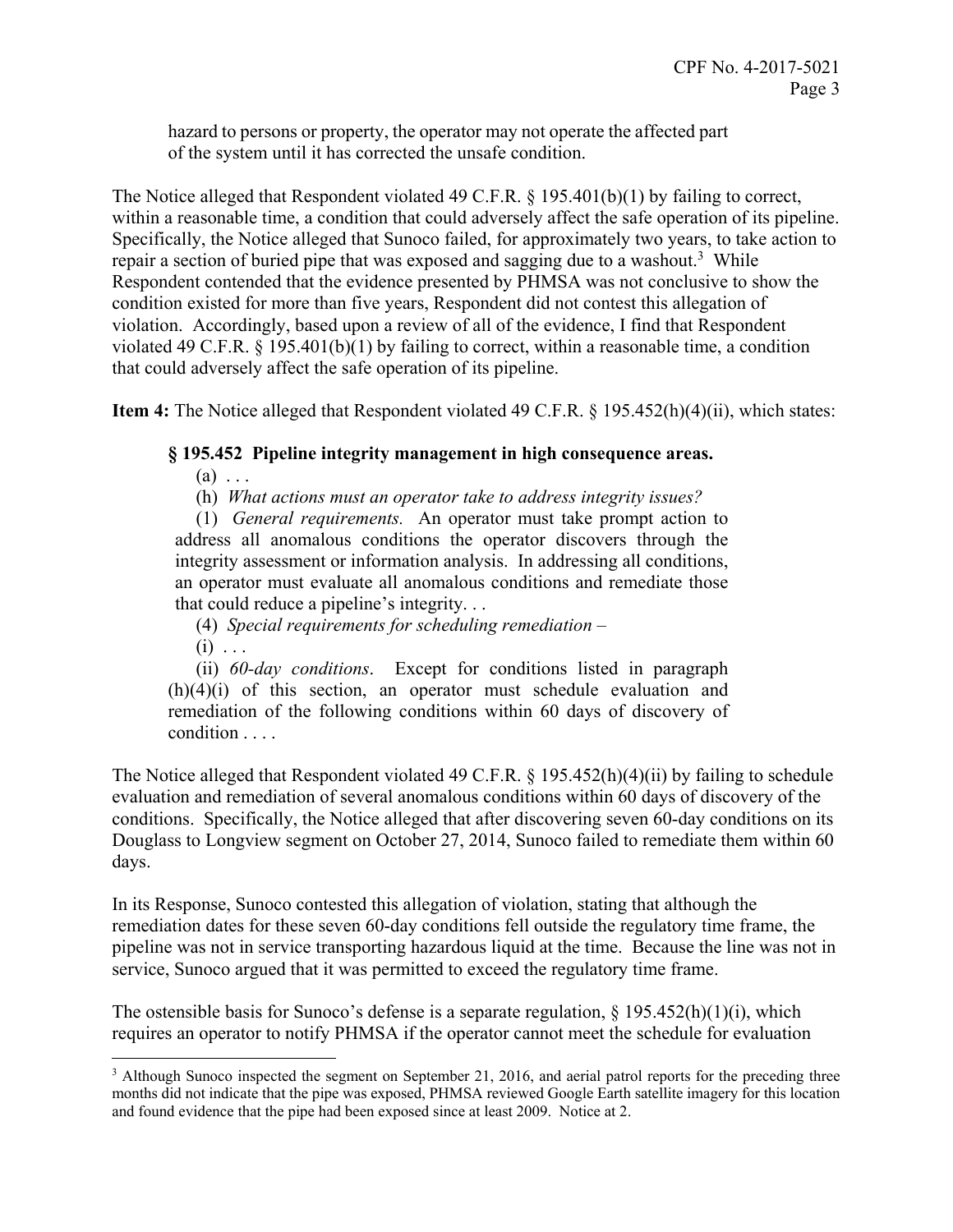hazard to persons or property, the operator may not operate the affected part of the system until it has corrected the unsafe condition.

The Notice alleged that Respondent violated 49 C.F.R. § 195.401(b)(1) by failing to correct, within a reasonable time, a condition that could adversely affect the safe operation of its pipeline. Specifically, the Notice alleged that Sunoco failed, for approximately two years, to take action to repair a section of buried pipe that was exposed and sagging due to a washout.[3] While Respondent contended that the evidence presented by PHMSA was not conclusive to show the condition existed for more than five years, Respondent did not contest this allegation of violation. Accordingly, based upon a review of all of the evidence, I find that Respondent violated 49 C.F.R. § 195.401(b)(1) by failing to correct, within a reasonable time, a condition that could adversely affect the safe operation of its pipeline.

**Item 4:** The Notice alleged that Respondent violated 49 C.F.R. § 195.452(h)(4)(ii), which states:

> **§ 195.452 Pipeline integrity management in high consequence areas.**
>
> (a) . . .
>
> (h) *What actions must an operator take to address integrity issues?*
>
> (1) *General requirements.* An operator must take prompt action to address all anomalous conditions the operator discovers through the integrity assessment or information analysis. In addressing all conditions, an operator must evaluate all anomalous conditions and remediate those that could reduce a pipeline's integrity. . .
>
> (4) *Special requirements for scheduling remediation* –
>
> (i) . . .
>
> (ii) *60-day conditions*. Except for conditions listed in paragraph (h)(4)(i) of this section, an operator must schedule evaluation and remediation of the following conditions within 60 days of discovery of condition . . . .

The Notice alleged that Respondent violated 49 C.F.R. § 195.452(h)(4)(ii) by failing to schedule evaluation and remediation of several anomalous conditions within 60 days of discovery of the conditions. Specifically, the Notice alleged that after discovering seven 60-day conditions on its Douglass to Longview segment on October 27, 2014, Sunoco failed to remediate them within 60 days.

In its Response, Sunoco contested this allegation of violation, stating that although the remediation dates for these seven 60-day conditions fell outside the regulatory time frame, the pipeline was not in service transporting hazardous liquid at the time. Because the line was not in service, Sunoco argued that it was permitted to exceed the regulatory time frame.

The ostensible basis for Sunoco's defense is a separate regulation, § 195.452(h)(1)(i), which requires an operator to notify PHMSA if the operator cannot meet the schedule for evaluation

---

[3] Although Sunoco inspected the segment on September 21, 2016, and aerial patrol reports for the preceding three months did not indicate that the pipe was exposed, PHMSA reviewed Google Earth satellite imagery for this location and found evidence that the pipe had been exposed since at least 2009. Notice at 2.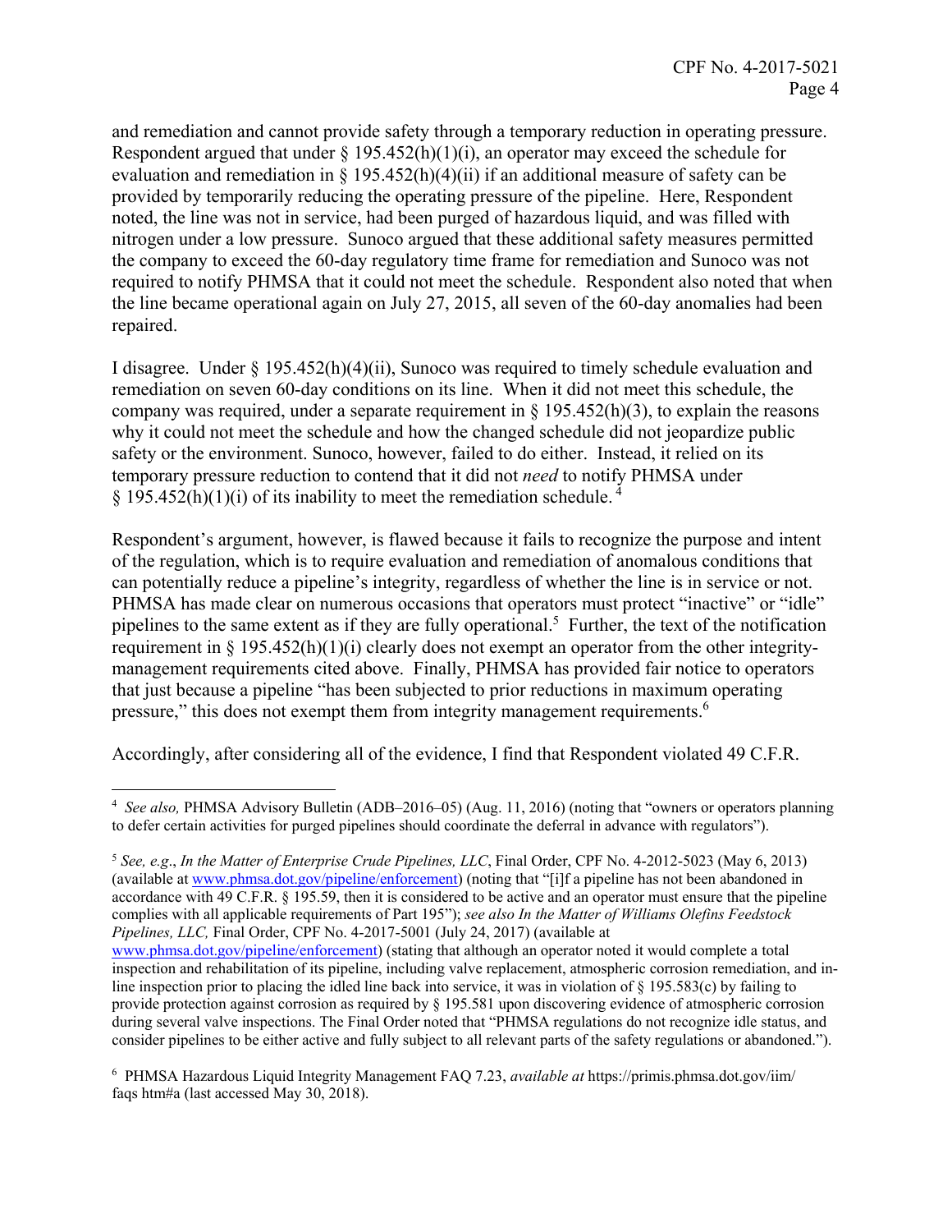and remediation and cannot provide safety through a temporary reduction in operating pressure. Respondent argued that under § 195.452(h)(1)(i), an operator may exceed the schedule for evaluation and remediation in § 195.452(h)(4)(ii) if an additional measure of safety can be provided by temporarily reducing the operating pressure of the pipeline. Here, Respondent noted, the line was not in service, had been purged of hazardous liquid, and was filled with nitrogen under a low pressure. Sunoco argued that these additional safety measures permitted the company to exceed the 60-day regulatory time frame for remediation and Sunoco was not required to notify PHMSA that it could not meet the schedule. Respondent also noted that when the line became operational again on July 27, 2015, all seven of the 60-day anomalies had been repaired.

I disagree. Under § 195.452(h)(4)(ii), Sunoco was required to timely schedule evaluation and remediation on seven 60-day conditions on its line. When it did not meet this schedule, the company was required, under a separate requirement in § 195.452(h)(3), to explain the reasons why it could not meet the schedule and how the changed schedule did not jeopardize public safety or the environment. Sunoco, however, failed to do either. Instead, it relied on its temporary pressure reduction to contend that it did not *need* to notify PHMSA under § 195.452(h)(1)(i) of its inability to meet the remediation schedule.[4]

Respondent's argument, however, is flawed because it fails to recognize the purpose and intent of the regulation, which is to require evaluation and remediation of anomalous conditions that can potentially reduce a pipeline's integrity, regardless of whether the line is in service or not. PHMSA has made clear on numerous occasions that operators must protect "inactive" or "idle" pipelines to the same extent as if they are fully operational.[5] Further, the text of the notification requirement in § 195.452(h)(1)(i) clearly does not exempt an operator from the other integrity-management requirements cited above. Finally, PHMSA has provided fair notice to operators that just because a pipeline "has been subjected to prior reductions in maximum operating pressure," this does not exempt them from integrity management requirements.[6]

Accordingly, after considering all of the evidence, I find that Respondent violated 49 C.F.R.

---

[4] *See also,* PHMSA Advisory Bulletin (ADB–2016–05) (Aug. 11, 2016) (noting that "owners or operators planning to defer certain activities for purged pipelines should coordinate the deferral in advance with regulators").

[5] *See, e.g.*, *In the Matter of Enterprise Crude Pipelines, LLC*, Final Order, CPF No. 4-2012-5023 (May 6, 2013) (available at www.phmsa.dot.gov/pipeline/enforcement) (noting that "[i]f a pipeline has not been abandoned in accordance with 49 C.F.R. § 195.59, then it is considered to be active and an operator must ensure that the pipeline complies with all applicable requirements of Part 195"); *see also In the Matter of Williams Olefins Feedstock Pipelines, LLC,* Final Order, CPF No. 4-2017-5001 (July 24, 2017) (available at www.phmsa.dot.gov/pipeline/enforcement) (stating that although an operator noted it would complete a total inspection and rehabilitation of its pipeline, including valve replacement, atmospheric corrosion remediation, and in-line inspection prior to placing the idled line back into service, it was in violation of § 195.583(c) by failing to provide protection against corrosion as required by § 195.581 upon discovering evidence of atmospheric corrosion during several valve inspections. The Final Order noted that "PHMSA regulations do not recognize idle status, and consider pipelines to be either active and fully subject to all relevant parts of the safety regulations or abandoned.").

[6] PHMSA Hazardous Liquid Integrity Management FAQ 7.23, *available at* https://primis.phmsa.dot.gov/iim/ faqs htm#a (last accessed May 30, 2018).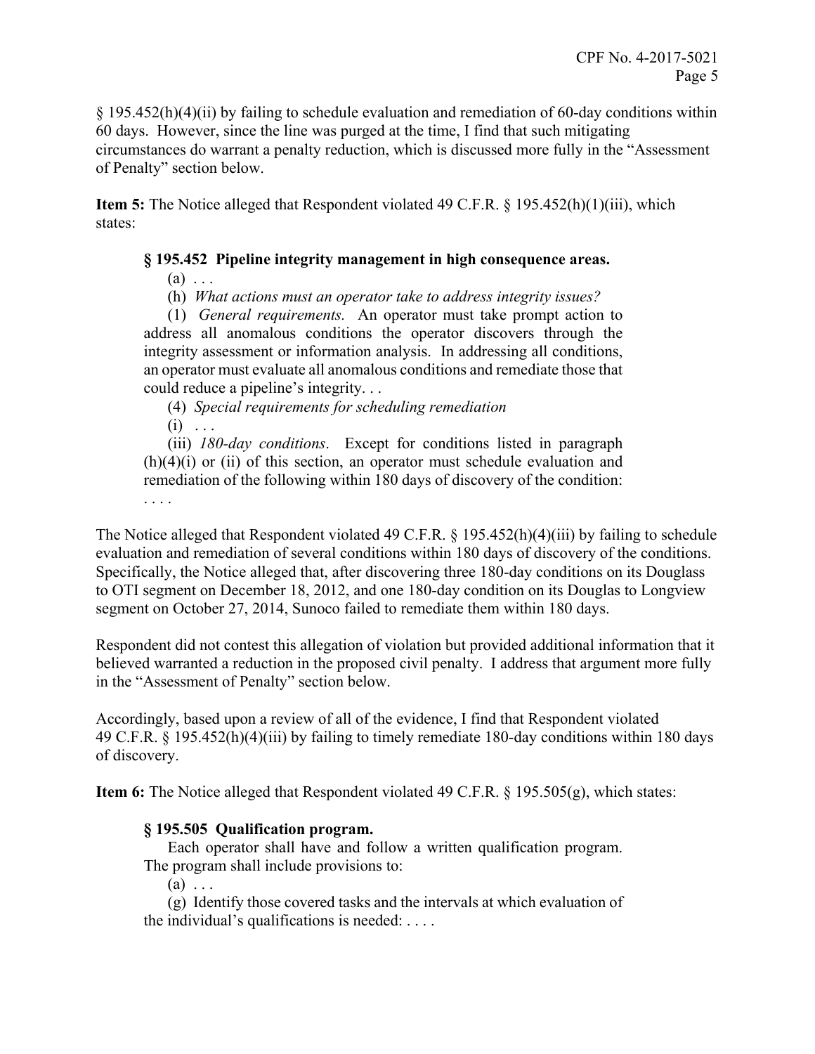§ 195.452(h)(4)(ii) by failing to schedule evaluation and remediation of 60-day conditions within 60 days. However, since the line was purged at the time, I find that such mitigating circumstances do warrant a penalty reduction, which is discussed more fully in the "Assessment of Penalty" section below.

**Item 5:** The Notice alleged that Respondent violated 49 C.F.R. § 195.452(h)(1)(iii), which states:

> **§ 195.452 Pipeline integrity management in high consequence areas.**
>
> (a) . . .
>
> (h) *What actions must an operator take to address integrity issues?*
>
> (1) *General requirements.* An operator must take prompt action to address all anomalous conditions the operator discovers through the integrity assessment or information analysis. In addressing all conditions, an operator must evaluate all anomalous conditions and remediate those that could reduce a pipeline's integrity. . .
>
> (4) *Special requirements for scheduling remediation*
>
> (i) . . .
>
> (iii) *180-day conditions*. Except for conditions listed in paragraph (h)(4)(i) or (ii) of this section, an operator must schedule evaluation and remediation of the following within 180 days of discovery of the condition: . . . .

The Notice alleged that Respondent violated 49 C.F.R. § 195.452(h)(4)(iii) by failing to schedule evaluation and remediation of several conditions within 180 days of discovery of the conditions. Specifically, the Notice alleged that, after discovering three 180-day conditions on its Douglass to OTI segment on December 18, 2012, and one 180-day condition on its Douglas to Longview segment on October 27, 2014, Sunoco failed to remediate them within 180 days.

Respondent did not contest this allegation of violation but provided additional information that it believed warranted a reduction in the proposed civil penalty. I address that argument more fully in the "Assessment of Penalty" section below.

Accordingly, based upon a review of all of the evidence, I find that Respondent violated 49 C.F.R. § 195.452(h)(4)(iii) by failing to timely remediate 180-day conditions within 180 days of discovery.

**Item 6:** The Notice alleged that Respondent violated 49 C.F.R. § 195.505(g), which states:

> **§ 195.505 Qualification program.**
>
> Each operator shall have and follow a written qualification program. The program shall include provisions to:
>
> (a) . . .
>
> (g) Identify those covered tasks and the intervals at which evaluation of the individual's qualifications is needed: . . . .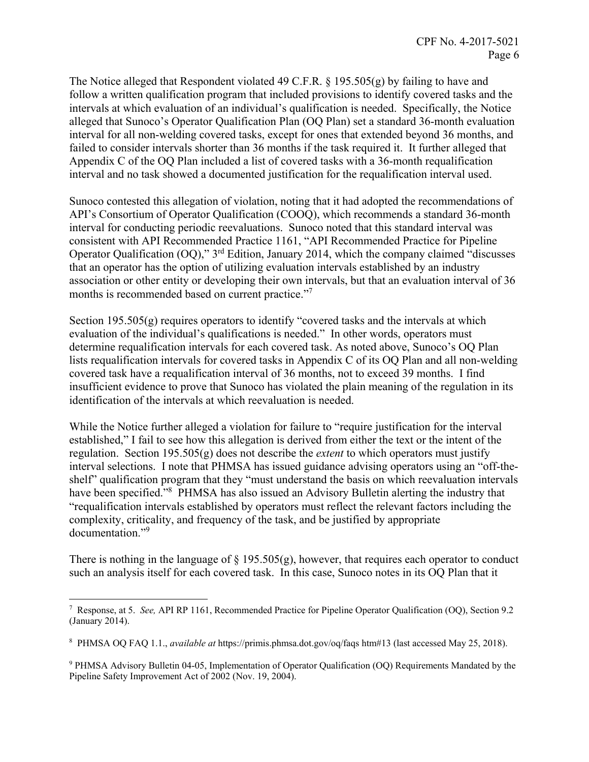The Notice alleged that Respondent violated 49 C.F.R. § 195.505(g) by failing to have and follow a written qualification program that included provisions to identify covered tasks and the intervals at which evaluation of an individual's qualification is needed. Specifically, the Notice alleged that Sunoco's Operator Qualification Plan (OQ Plan) set a standard 36-month evaluation interval for all non-welding covered tasks, except for ones that extended beyond 36 months, and failed to consider intervals shorter than 36 months if the task required it. It further alleged that Appendix C of the OQ Plan included a list of covered tasks with a 36-month requalification interval and no task showed a documented justification for the requalification interval used.

Sunoco contested this allegation of violation, noting that it had adopted the recommendations of API's Consortium of Operator Qualification (COOQ), which recommends a standard 36-month interval for conducting periodic reevaluations. Sunoco noted that this standard interval was consistent with API Recommended Practice 1161, "API Recommended Practice for Pipeline Operator Qualification (OQ)," 3rd Edition, January 2014, which the company claimed "discusses that an operator has the option of utilizing evaluation intervals established by an industry association or other entity or developing their own intervals, but that an evaluation interval of 36 months is recommended based on current practice."[7]

Section 195.505(g) requires operators to identify "covered tasks and the intervals at which evaluation of the individual's qualifications is needed." In other words, operators must determine requalification intervals for each covered task. As noted above, Sunoco's OQ Plan lists requalification intervals for covered tasks in Appendix C of its OQ Plan and all non-welding covered task have a requalification interval of 36 months, not to exceed 39 months. I find insufficient evidence to prove that Sunoco has violated the plain meaning of the regulation in its identification of the intervals at which reevaluation is needed.

While the Notice further alleged a violation for failure to "require justification for the interval established," I fail to see how this allegation is derived from either the text or the intent of the regulation. Section 195.505(g) does not describe the *extent* to which operators must justify interval selections. I note that PHMSA has issued guidance advising operators using an "off-the-shelf" qualification program that they "must understand the basis on which reevaluation intervals have been specified."[8] PHMSA has also issued an Advisory Bulletin alerting the industry that "requalification intervals established by operators must reflect the relevant factors including the complexity, criticality, and frequency of the task, and be justified by appropriate documentation."[9]

There is nothing in the language of § 195.505(g), however, that requires each operator to conduct such an analysis itself for each covered task. In this case, Sunoco notes in its OQ Plan that it

---

[7] Response, at 5. *See,* API RP 1161, Recommended Practice for Pipeline Operator Qualification (OQ), Section 9.2 (January 2014).

[8] PHMSA OQ FAQ 1.1., *available at* https://primis.phmsa.dot.gov/oq/faqs htm#13 (last accessed May 25, 2018).

[9] PHMSA Advisory Bulletin 04-05, Implementation of Operator Qualification (OQ) Requirements Mandated by the Pipeline Safety Improvement Act of 2002 (Nov. 19, 2004).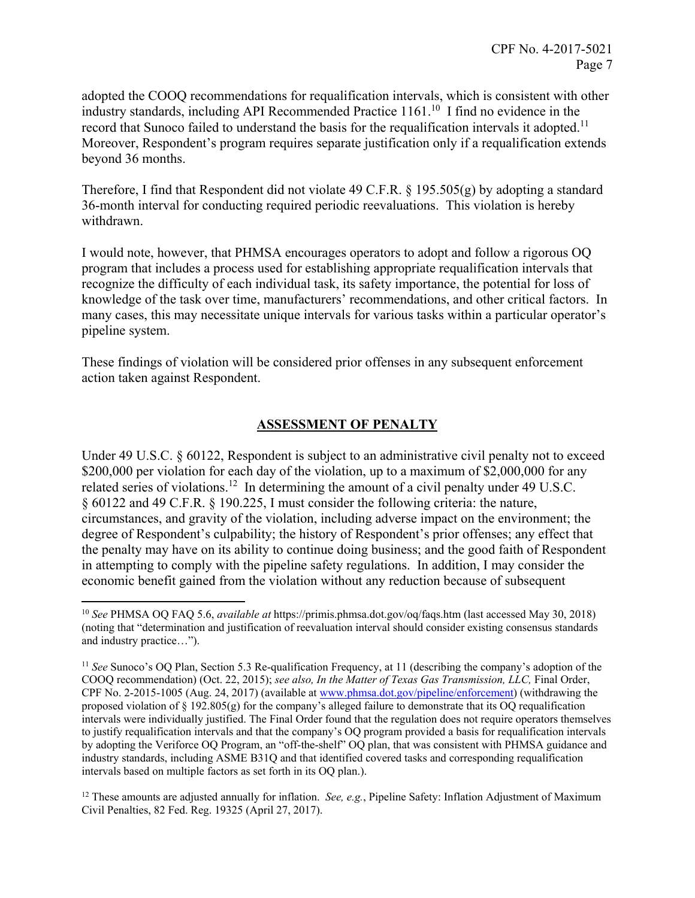adopted the COOQ recommendations for requalification intervals, which is consistent with other industry standards, including API Recommended Practice 1161.[10] I find no evidence in the record that Sunoco failed to understand the basis for the requalification intervals it adopted.[11] Moreover, Respondent's program requires separate justification only if a requalification extends beyond 36 months.

Therefore, I find that Respondent did not violate 49 C.F.R. § 195.505(g) by adopting a standard 36-month interval for conducting required periodic reevaluations. This violation is hereby withdrawn.

I would note, however, that PHMSA encourages operators to adopt and follow a rigorous OQ program that includes a process used for establishing appropriate requalification intervals that recognize the difficulty of each individual task, its safety importance, the potential for loss of knowledge of the task over time, manufacturers' recommendations, and other critical factors. In many cases, this may necessitate unique intervals for various tasks within a particular operator's pipeline system.

These findings of violation will be considered prior offenses in any subsequent enforcement action taken against Respondent.

## ASSESSMENT OF PENALTY

Under 49 U.S.C. § 60122, Respondent is subject to an administrative civil penalty not to exceed $200,000 per violation for each day of the violation, up to a maximum of $2,000,000 for any related series of violations.[12] In determining the amount of a civil penalty under 49 U.S.C. § 60122 and 49 C.F.R. § 190.225, I must consider the following criteria: the nature, circumstances, and gravity of the violation, including adverse impact on the environment; the degree of Respondent's culpability; the history of Respondent's prior offenses; any effect that the penalty may have on its ability to continue doing business; and the good faith of Respondent in attempting to comply with the pipeline safety regulations. In addition, I may consider the economic benefit gained from the violation without any reduction because of subsequent

---

[10] *See* PHMSA OQ FAQ 5.6, *available at* https://primis.phmsa.dot.gov/oq/faqs.htm (last accessed May 30, 2018) (noting that "determination and justification of reevaluation interval should consider existing consensus standards and industry practice…").

[11] *See* Sunoco's OQ Plan, Section 5.3 Re-qualification Frequency, at 11 (describing the company's adoption of the COOQ recommendation) (Oct. 22, 2015); *see also, In the Matter of Texas Gas Transmission, LLC,* Final Order, CPF No. 2-2015-1005 (Aug. 24, 2017) (available at www.phmsa.dot.gov/pipeline/enforcement) (withdrawing the proposed violation of § 192.805(g) for the company's alleged failure to demonstrate that its OQ requalification intervals were individually justified. The Final Order found that the regulation does not require operators themselves to justify requalification intervals and that the company's OQ program provided a basis for requalification intervals by adopting the Veriforce OQ Program, an "off-the-shelf" OQ plan, that was consistent with PHMSA guidance and industry standards, including ASME B31Q and that identified covered tasks and corresponding requalification intervals based on multiple factors as set forth in its OQ plan.).

[12] These amounts are adjusted annually for inflation. *See, e.g.*, Pipeline Safety: Inflation Adjustment of Maximum Civil Penalties, 82 Fed. Reg. 19325 (April 27, 2017).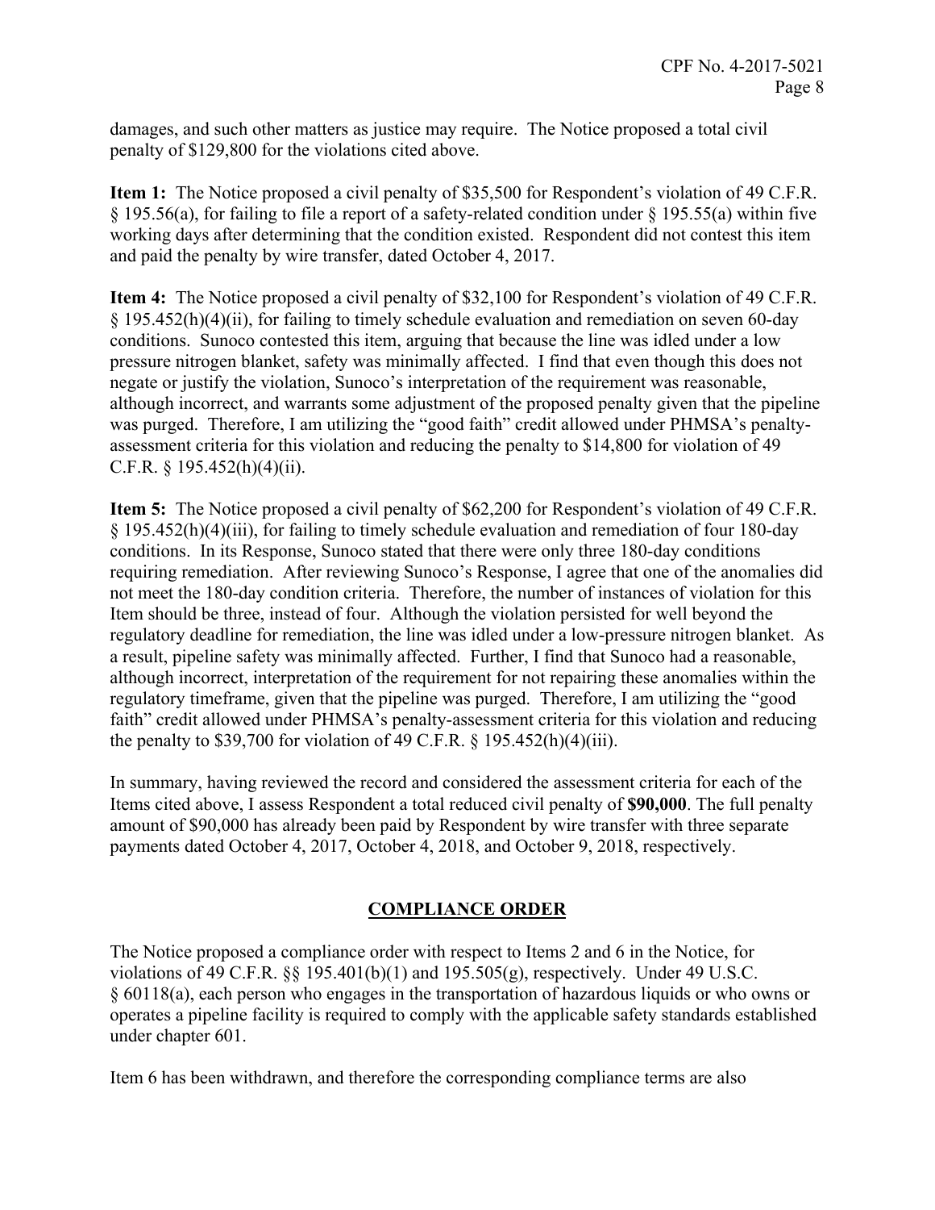damages, and such other matters as justice may require. The Notice proposed a total civil penalty of $129,800 for the violations cited above.

**Item 1:** The Notice proposed a civil penalty of $35,500 for Respondent's violation of 49 C.F.R. § 195.56(a), for failing to file a report of a safety-related condition under § 195.55(a) within five working days after determining that the condition existed. Respondent did not contest this item and paid the penalty by wire transfer, dated October 4, 2017.

**Item 4:** The Notice proposed a civil penalty of $32,100 for Respondent's violation of 49 C.F.R. § 195.452(h)(4)(ii), for failing to timely schedule evaluation and remediation on seven 60-day conditions. Sunoco contested this item, arguing that because the line was idled under a low pressure nitrogen blanket, safety was minimally affected. I find that even though this does not negate or justify the violation, Sunoco's interpretation of the requirement was reasonable, although incorrect, and warrants some adjustment of the proposed penalty given that the pipeline was purged. Therefore, I am utilizing the "good faith" credit allowed under PHMSA's penalty-assessment criteria for this violation and reducing the penalty to $14,800 for violation of 49 C.F.R. § 195.452(h)(4)(ii).

**Item 5:** The Notice proposed a civil penalty of $62,200 for Respondent's violation of 49 C.F.R. § 195.452(h)(4)(iii), for failing to timely schedule evaluation and remediation of four 180-day conditions. In its Response, Sunoco stated that there were only three 180-day conditions requiring remediation. After reviewing Sunoco's Response, I agree that one of the anomalies did not meet the 180-day condition criteria. Therefore, the number of instances of violation for this Item should be three, instead of four. Although the violation persisted for well beyond the regulatory deadline for remediation, the line was idled under a low-pressure nitrogen blanket. As a result, pipeline safety was minimally affected. Further, I find that Sunoco had a reasonable, although incorrect, interpretation of the requirement for not repairing these anomalies within the regulatory timeframe, given that the pipeline was purged. Therefore, I am utilizing the "good faith" credit allowed under PHMSA's penalty-assessment criteria for this violation and reducing the penalty to $39,700 for violation of 49 C.F.R. § 195.452(h)(4)(iii).

In summary, having reviewed the record and considered the assessment criteria for each of the Items cited above, I assess Respondent a total reduced civil penalty of **$90,000**. The full penalty amount of $90,000 has already been paid by Respondent by wire transfer with three separate payments dated October 4, 2017, October 4, 2018, and October 9, 2018, respectively.

## COMPLIANCE ORDER

The Notice proposed a compliance order with respect to Items 2 and 6 in the Notice, for violations of 49 C.F.R. §§ 195.401(b)(1) and 195.505(g), respectively. Under 49 U.S.C. § 60118(a), each person who engages in the transportation of hazardous liquids or who owns or operates a pipeline facility is required to comply with the applicable safety standards established under chapter 601.

Item 6 has been withdrawn, and therefore the corresponding compliance terms are also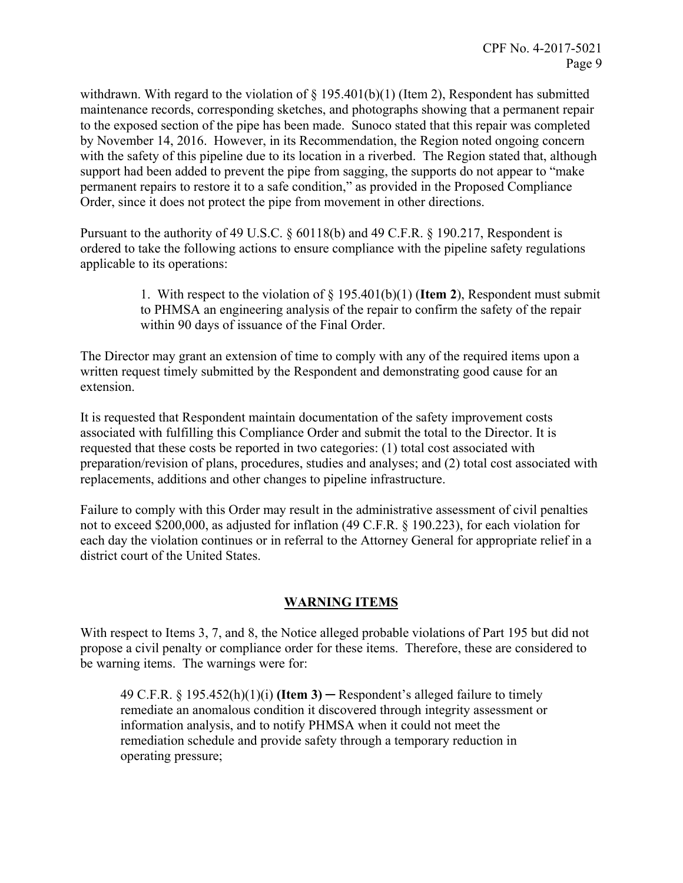withdrawn. With regard to the violation of § 195.401(b)(1) (Item 2), Respondent has submitted maintenance records, corresponding sketches, and photographs showing that a permanent repair to the exposed section of the pipe has been made. Sunoco stated that this repair was completed by November 14, 2016. However, in its Recommendation, the Region noted ongoing concern with the safety of this pipeline due to its location in a riverbed. The Region stated that, although support had been added to prevent the pipe from sagging, the supports do not appear to "make permanent repairs to restore it to a safe condition," as provided in the Proposed Compliance Order, since it does not protect the pipe from movement in other directions.

Pursuant to the authority of 49 U.S.C. § 60118(b) and 49 C.F.R. § 190.217, Respondent is ordered to take the following actions to ensure compliance with the pipeline safety regulations applicable to its operations:

> 1. With respect to the violation of § 195.401(b)(1) (**Item 2**), Respondent must submit to PHMSA an engineering analysis of the repair to confirm the safety of the repair within 90 days of issuance of the Final Order.

The Director may grant an extension of time to comply with any of the required items upon a written request timely submitted by the Respondent and demonstrating good cause for an extension.

It is requested that Respondent maintain documentation of the safety improvement costs associated with fulfilling this Compliance Order and submit the total to the Director. It is requested that these costs be reported in two categories: (1) total cost associated with preparation/revision of plans, procedures, studies and analyses; and (2) total cost associated with replacements, additions and other changes to pipeline infrastructure.

Failure to comply with this Order may result in the administrative assessment of civil penalties not to exceed $200,000, as adjusted for inflation (49 C.F.R. § 190.223), for each violation for each day the violation continues or in referral to the Attorney General for appropriate relief in a district court of the United States.

## WARNING ITEMS

With respect to Items 3, 7, and 8, the Notice alleged probable violations of Part 195 but did not propose a civil penalty or compliance order for these items. Therefore, these are considered to be warning items. The warnings were for:

> 49 C.F.R. § 195.452(h)(1)(i) **(Item 3)** ─ Respondent's alleged failure to timely remediate an anomalous condition it discovered through integrity assessment or information analysis, and to notify PHMSA when it could not meet the remediation schedule and provide safety through a temporary reduction in operating pressure;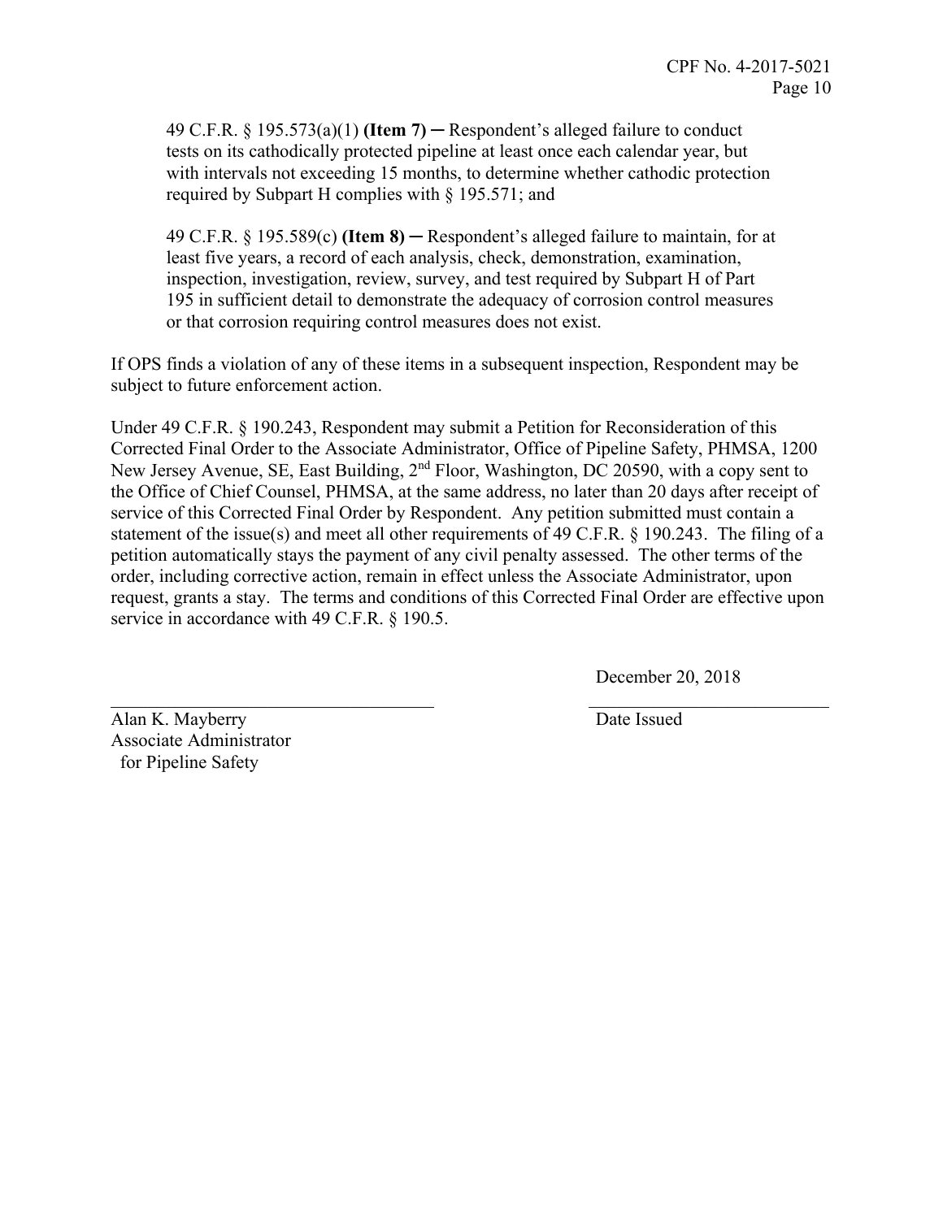49 C.F.R. § 195.573(a)(1) **(Item 7)** ─ Respondent's alleged failure to conduct tests on its cathodically protected pipeline at least once each calendar year, but with intervals not exceeding 15 months, to determine whether cathodic protection required by Subpart H complies with § 195.571; and

49 C.F.R. § 195.589(c) **(Item 8)** ─ Respondent's alleged failure to maintain, for at least five years, a record of each analysis, check, demonstration, examination, inspection, investigation, review, survey, and test required by Subpart H of Part 195 in sufficient detail to demonstrate the adequacy of corrosion control measures or that corrosion requiring control measures does not exist.

If OPS finds a violation of any of these items in a subsequent inspection, Respondent may be subject to future enforcement action.

Under 49 C.F.R. § 190.243, Respondent may submit a Petition for Reconsideration of this Corrected Final Order to the Associate Administrator, Office of Pipeline Safety, PHMSA, 1200 New Jersey Avenue, SE, East Building, 2nd Floor, Washington, DC 20590, with a copy sent to the Office of Chief Counsel, PHMSA, at the same address, no later than 20 days after receipt of service of this Corrected Final Order by Respondent. Any petition submitted must contain a statement of the issue(s) and meet all other requirements of 49 C.F.R. § 190.243. The filing of a petition automatically stays the payment of any civil penalty assessed. The other terms of the order, including corrective action, remain in effect unless the Associate Administrator, upon request, grants a stay. The terms and conditions of this Corrected Final Order are effective upon service in accordance with 49 C.F.R. § 190.5.

December 20, 2018

\_\_\_\_\_\_\_\_\_\_\_\_\_\_\_\_\_\_\_\_\_\_\_\_\_\_\_\_\_\_\_\_\_\_ \_\_\_\_\_\_\_\_\_\_\_\_\_\_\_\_\_\_\_\_\_\_\_\_\_\_\_

Alan K. Mayberry
Associate Administrator
for Pipeline Safety

Date Issued